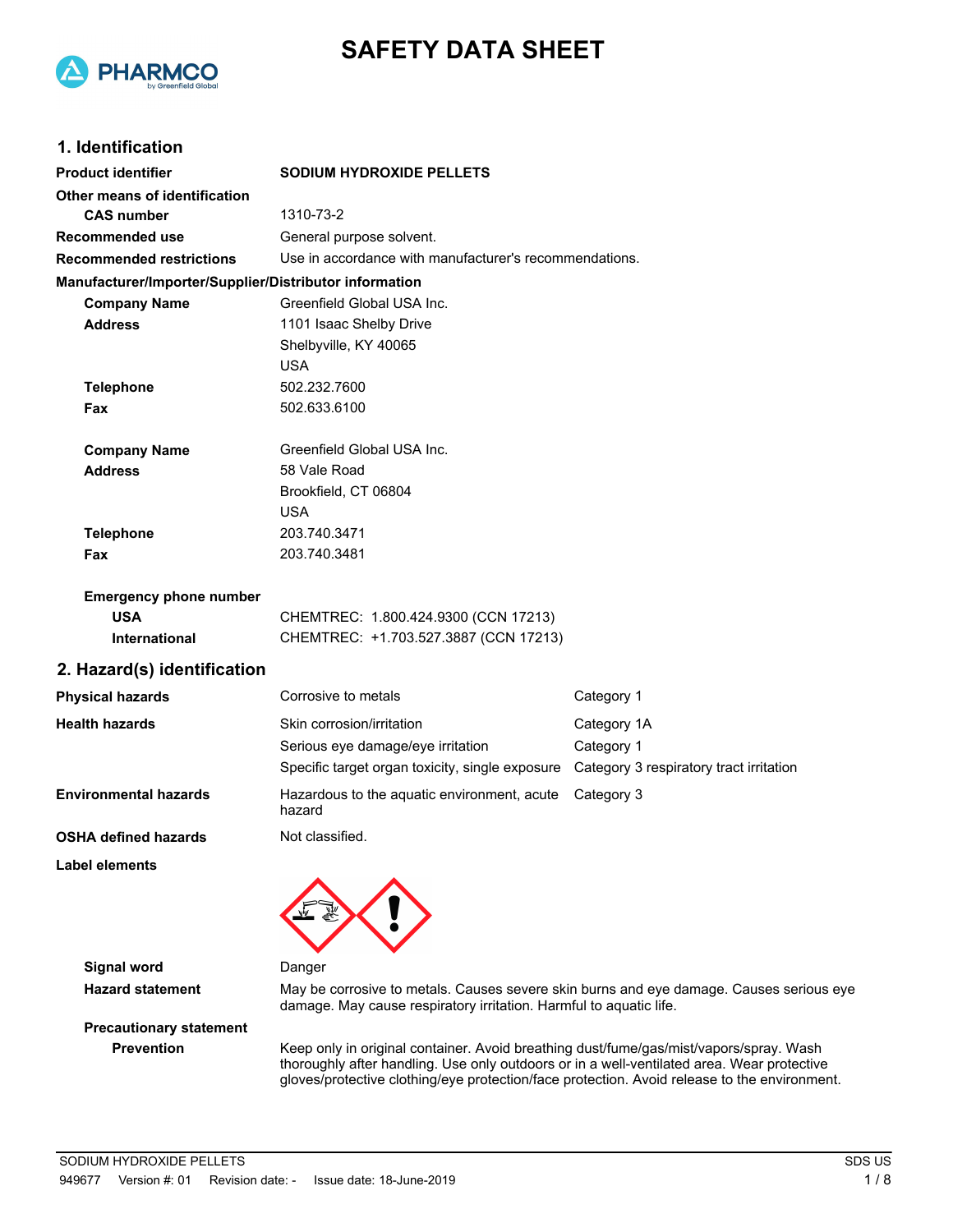# SAFETY DATA SHEET

## 1. Identification

| | |
|---|---|
| **Product identifier** | **SODIUM HYDROXIDE PELLETS** |
| **Other means of identification** | |
| **CAS number** | 1310-73-2 |
| **Recommended use** | General purpose solvent. |
| **Recommended restrictions** | Use in accordance with manufacturer's recommendations. |

**Manufacturer/Importer/Supplier/Distributor information**

| | |
|---|---|
| **Company Name** | Greenfield Global USA Inc. |
| **Address** | 1101 Isaac Shelby Drive<br>Shelbyville, KY 40065<br>USA |
| **Telephone** | 502.232.7600 |
| **Fax** | 502.633.6100 |
| **Company Name** | Greenfield Global USA Inc. |
| **Address** | 58 Vale Road<br>Brookfield, CT 06804<br>USA |
| **Telephone** | 203.740.3471 |
| **Fax** | 203.740.3481 |

**Emergency phone number**

| | |
|---|---|
| **USA** | CHEMTREC: 1.800.424.9300 (CCN 17213) |
| **International** | CHEMTREC: +1.703.527.3887 (CCN 17213) |

## 2. Hazard(s) identification

| | | |
|---|---|---|
| **Physical hazards** | Corrosive to metals | Category 1 |
| **Health hazards** | Skin corrosion/irritation | Category 1A |
| | Serious eye damage/eye irritation | Category 1 |
| | Specific target organ toxicity, single exposure | Category 3 respiratory tract irritation |
| **Environmental hazards** | Hazardous to the aquatic environment, acute hazard | Category 3 |
| **OSHA defined hazards** | Not classified. | |

**Label elements**

| | |
|---|---|
| **Signal word** | Danger |
| **Hazard statement** | May be corrosive to metals. Causes severe skin burns and eye damage. Causes serious eye damage. May cause respiratory irritation. Harmful to aquatic life. |

**Precautionary statement**

| | |
|---|---|
| **Prevention** | Keep only in original container. Avoid breathing dust/fume/gas/mist/vapors/spray. Wash thoroughly after handling. Use only outdoors or in a well-ventilated area. Wear protective gloves/protective clothing/eye protection/face protection. Avoid release to the environment. |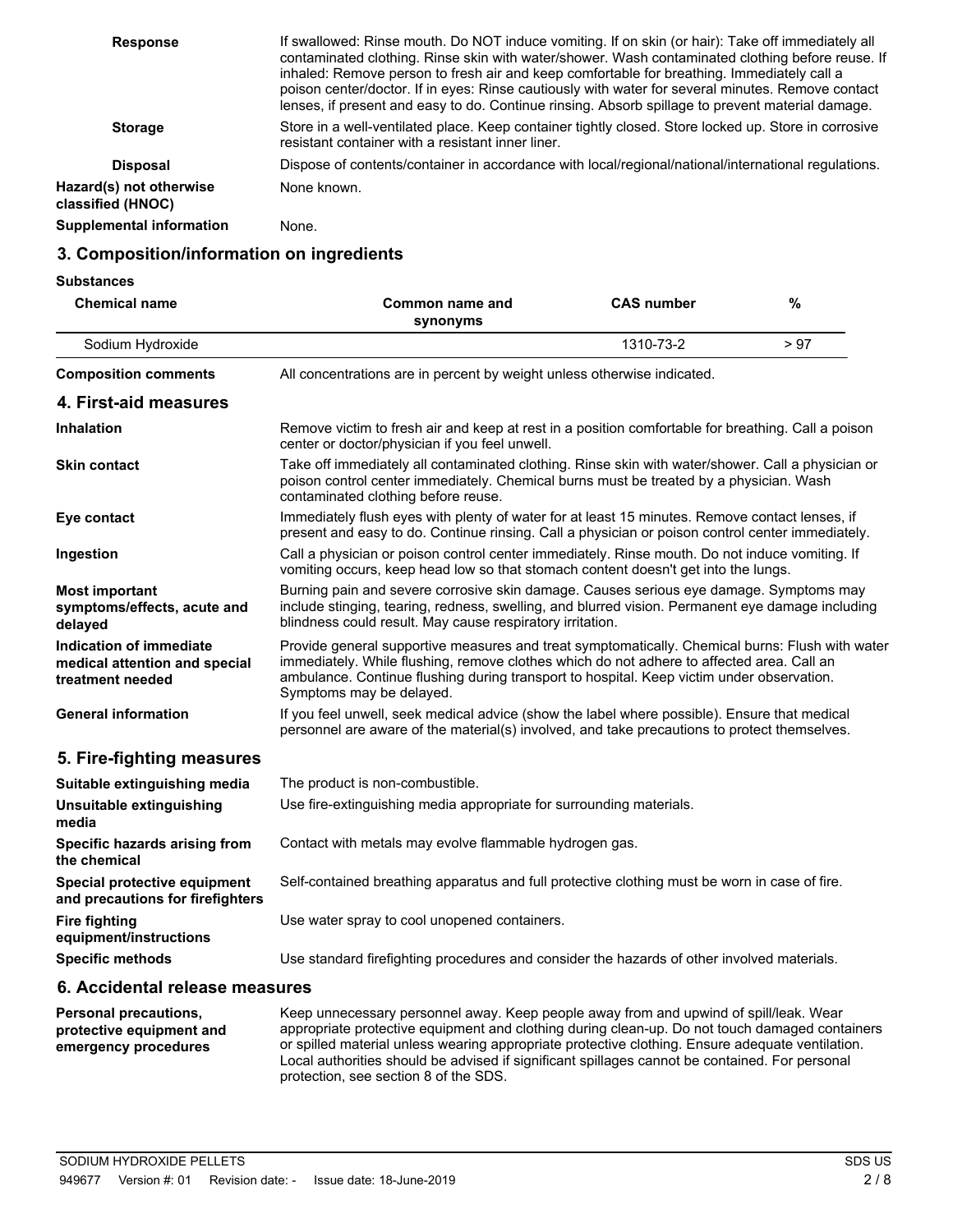| | |
|---|---|
| **Response** | If swallowed: Rinse mouth. Do NOT induce vomiting. If on skin (or hair): Take off immediately all contaminated clothing. Rinse skin with water/shower. Wash contaminated clothing before reuse. If inhaled: Remove person to fresh air and keep comfortable for breathing. Immediately call a poison center/doctor. If in eyes: Rinse cautiously with water for several minutes. Remove contact lenses, if present and easy to do. Continue rinsing. Absorb spillage to prevent material damage. |
| **Storage** | Store in a well-ventilated place. Keep container tightly closed. Store locked up. Store in corrosive resistant container with a resistant inner liner. |
| **Disposal** | Dispose of contents/container in accordance with local/regional/national/international regulations. |
| **Hazard(s) not otherwise classified (HNOC)** | None known. |
| **Supplemental information** | None. |

## 3. Composition/information on ingredients

**Substances**

| Chemical name | Common name and synonyms | CAS number | % |
|---|---|---|---|
| Sodium Hydroxide | | 1310-73-2 | > 97 |

**Composition comments** All concentrations are in percent by weight unless otherwise indicated.

## 4. First-aid measures

| | |
|---|---|
| **Inhalation** | Remove victim to fresh air and keep at rest in a position comfortable for breathing. Call a poison center or doctor/physician if you feel unwell. |
| **Skin contact** | Take off immediately all contaminated clothing. Rinse skin with water/shower. Call a physician or poison control center immediately. Chemical burns must be treated by a physician. Wash contaminated clothing before reuse. |
| **Eye contact** | Immediately flush eyes with plenty of water for at least 15 minutes. Remove contact lenses, if present and easy to do. Continue rinsing. Call a physician or poison control center immediately. |
| **Ingestion** | Call a physician or poison control center immediately. Rinse mouth. Do not induce vomiting. If vomiting occurs, keep head low so that stomach content doesn't get into the lungs. |
| **Most important symptoms/effects, acute and delayed** | Burning pain and severe corrosive skin damage. Causes serious eye damage. Symptoms may include stinging, tearing, redness, swelling, and blurred vision. Permanent eye damage including blindness could result. May cause respiratory irritation. |
| **Indication of immediate medical attention and special treatment needed** | Provide general supportive measures and treat symptomatically. Chemical burns: Flush with water immediately. While flushing, remove clothes which do not adhere to affected area. Call an ambulance. Continue flushing during transport to hospital. Keep victim under observation. Symptoms may be delayed. |
| **General information** | If you feel unwell, seek medical advice (show the label where possible). Ensure that medical personnel are aware of the material(s) involved, and take precautions to protect themselves. |

## 5. Fire-fighting measures

| | |
|---|---|
| **Suitable extinguishing media** | The product is non-combustible. |
| **Unsuitable extinguishing media** | Use fire-extinguishing media appropriate for surrounding materials. |
| **Specific hazards arising from the chemical** | Contact with metals may evolve flammable hydrogen gas. |
| **Special protective equipment and precautions for firefighters** | Self-contained breathing apparatus and full protective clothing must be worn in case of fire. |
| **Fire fighting equipment/instructions** | Use water spray to cool unopened containers. |
| **Specific methods** | Use standard firefighting procedures and consider the hazards of other involved materials. |

## 6. Accidental release measures

| | |
|---|---|
| **Personal precautions, protective equipment and emergency procedures** | Keep unnecessary personnel away. Keep people away from and upwind of spill/leak. Wear appropriate protective equipment and clothing during clean-up. Do not touch damaged containers or spilled material unless wearing appropriate protective clothing. Ensure adequate ventilation. Local authorities should be advised if significant spillages cannot be contained. For personal protection, see section 8 of the SDS. |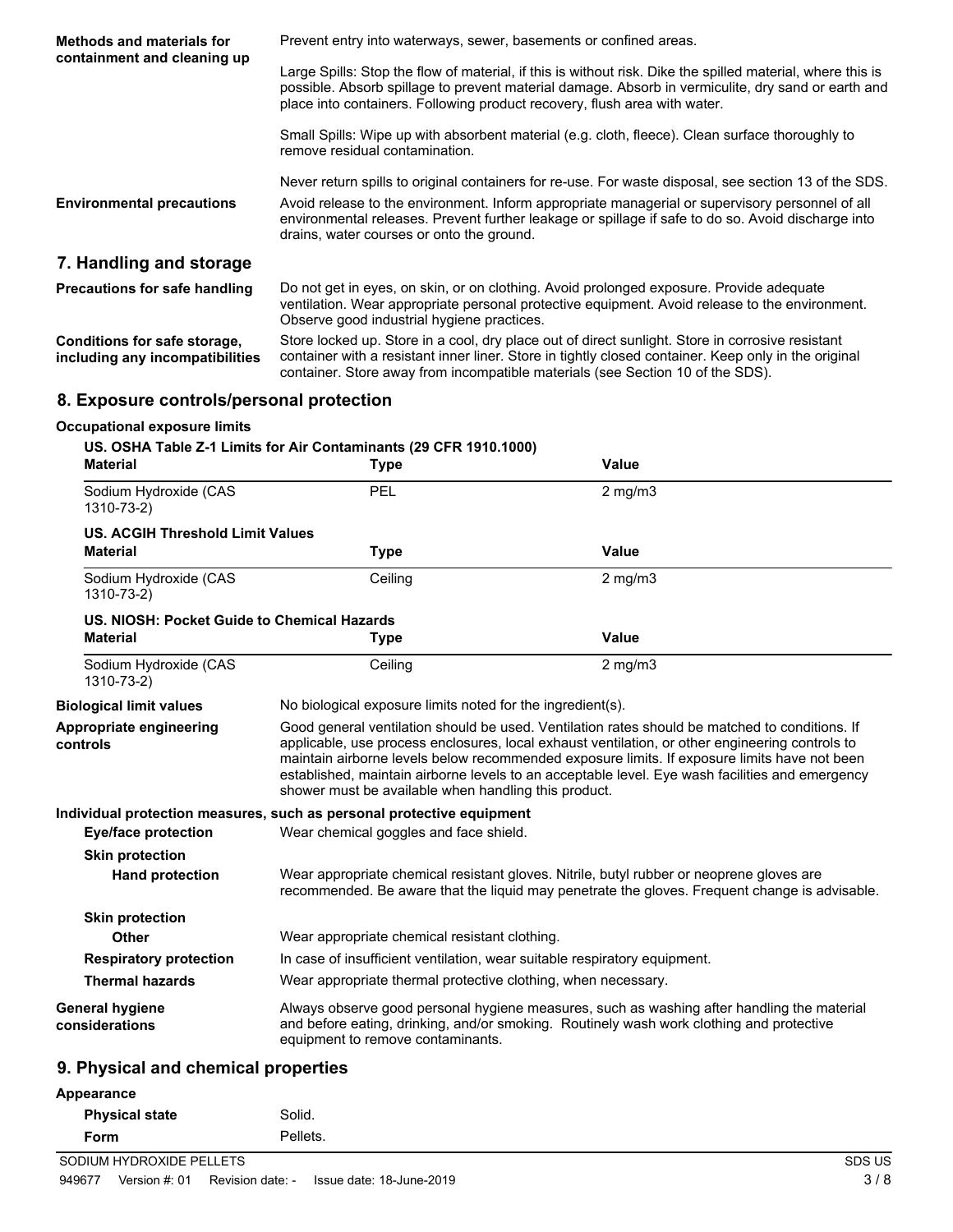**Methods and materials for containment and cleaning up**

Prevent entry into waterways, sewer, basements or confined areas.

Large Spills: Stop the flow of material, if this is without risk. Dike the spilled material, where this is possible. Absorb spillage to prevent material damage. Absorb in vermiculite, dry sand or earth and place into containers. Following product recovery, flush area with water.

Small Spills: Wipe up with absorbent material (e.g. cloth, fleece). Clean surface thoroughly to remove residual contamination.

Never return spills to original containers for re-use. For waste disposal, see section 13 of the SDS.

**Environmental precautions**

Avoid release to the environment. Inform appropriate managerial or supervisory personnel of all environmental releases. Prevent further leakage or spillage if safe to do so. Avoid discharge into drains, water courses or onto the ground.

## 7. Handling and storage

**Precautions for safe handling**

Do not get in eyes, on skin, or on clothing. Avoid prolonged exposure. Provide adequate ventilation. Wear appropriate personal protective equipment. Avoid release to the environment. Observe good industrial hygiene practices.

**Conditions for safe storage, including any incompatibilities**

Store locked up. Store in a cool, dry place out of direct sunlight. Store in corrosive resistant container with a resistant inner liner. Store in tightly closed container. Keep only in the original container. Store away from incompatible materials (see Section 10 of the SDS).

## 8. Exposure controls/personal protection

**Occupational exposure limits**

**US. OSHA Table Z-1 Limits for Air Contaminants (29 CFR 1910.1000)**

| Material | Type | Value |
|---|---|---|
| Sodium Hydroxide (CAS 1310-73-2) | PEL | 2 mg/m3 |

**US. ACGIH Threshold Limit Values**

| Material | Type | Value |
|---|---|---|
| Sodium Hydroxide (CAS 1310-73-2) | Ceiling | 2 mg/m3 |

**US. NIOSH: Pocket Guide to Chemical Hazards**

| Material | Type | Value |
|---|---|---|
| Sodium Hydroxide (CAS 1310-73-2) | Ceiling | 2 mg/m3 |

**Biological limit values**

No biological exposure limits noted for the ingredient(s).

**Appropriate engineering controls**

Good general ventilation should be used. Ventilation rates should be matched to conditions. If applicable, use process enclosures, local exhaust ventilation, or other engineering controls to maintain airborne levels below recommended exposure limits. If exposure limits have not been established, maintain airborne levels to an acceptable level. Eye wash facilities and emergency shower must be available when handling this product.

**Individual protection measures, such as personal protective equipment**

**Eye/face protection**

Wear chemical goggles and face shield.

**Skin protection**

**Hand protection**

Wear appropriate chemical resistant gloves. Nitrile, butyl rubber or neoprene gloves are recommended. Be aware that the liquid may penetrate the gloves. Frequent change is advisable.

**Skin protection**

**Other**

Wear appropriate chemical resistant clothing.

**Respiratory protection**

In case of insufficient ventilation, wear suitable respiratory equipment.

**Thermal hazards**

Wear appropriate thermal protective clothing, when necessary.

**General hygiene considerations**

Always observe good personal hygiene measures, such as washing after handling the material and before eating, drinking, and/or smoking. Routinely wash work clothing and protective equipment to remove contaminants.

## 9. Physical and chemical properties

**Appearance**

**Physical state** Solid.

**Form** Pellets.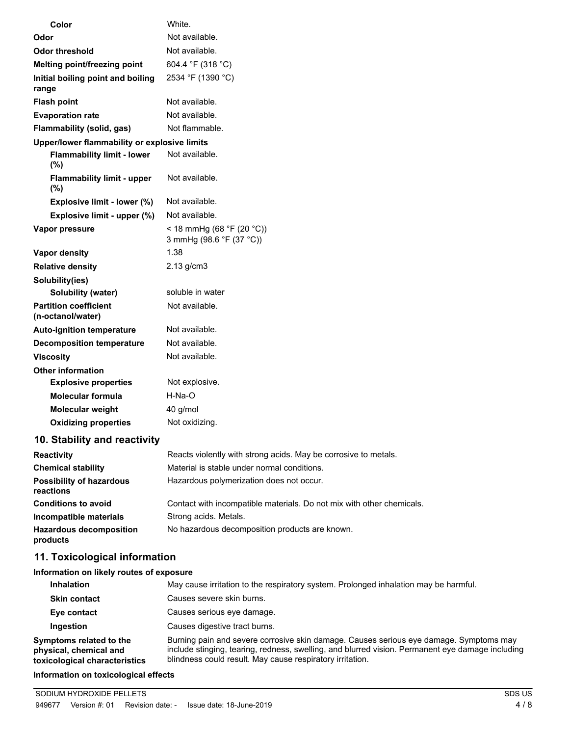| | |
|---|---|
| **Color** | White. |
| **Odor** | Not available. |
| **Odor threshold** | Not available. |
| **Melting point/freezing point** | 604.4 °F (318 °C) |
| **Initial boiling point and boiling range** | 2534 °F (1390 °C) |
| **Flash point** | Not available. |
| **Evaporation rate** | Not available. |
| **Flammability (solid, gas)** | Not flammable. |
| **Upper/lower flammability or explosive limits** | |
| **Flammability limit - lower (%)** | Not available. |
| **Flammability limit - upper (%)** | Not available. |
| **Explosive limit - lower (%)** | Not available. |
| **Explosive limit - upper (%)** | Not available. |
| **Vapor pressure** | < 18 mmHg (68 °F (20 °C))<br>3 mmHg (98.6 °F (37 °C)) |
| **Vapor density** | 1.38 |
| **Relative density** | 2.13 g/cm3 |
| **Solubility(ies)** | |
| **Solubility (water)** | soluble in water |
| **Partition coefficient (n-octanol/water)** | Not available. |
| **Auto-ignition temperature** | Not available. |
| **Decomposition temperature** | Not available. |
| **Viscosity** | Not available. |
| **Other information** | |
| **Explosive properties** | Not explosive. |
| **Molecular formula** | H-Na-O |
| **Molecular weight** | 40 g/mol |
| **Oxidizing properties** | Not oxidizing. |

## 10. Stability and reactivity

| | |
|---|---|
| **Reactivity** | Reacts violently with strong acids. May be corrosive to metals. |
| **Chemical stability** | Material is stable under normal conditions. |
| **Possibility of hazardous reactions** | Hazardous polymerization does not occur. |
| **Conditions to avoid** | Contact with incompatible materials. Do not mix with other chemicals. |
| **Incompatible materials** | Strong acids. Metals. |
| **Hazardous decomposition products** | No hazardous decomposition products are known. |

## 11. Toxicological information

**Information on likely routes of exposure**

| | |
|---|---|
| **Inhalation** | May cause irritation to the respiratory system. Prolonged inhalation may be harmful. |
| **Skin contact** | Causes severe skin burns. |
| **Eye contact** | Causes serious eye damage. |
| **Ingestion** | Causes digestive tract burns. |
| **Symptoms related to the physical, chemical and toxicological characteristics** | Burning pain and severe corrosive skin damage. Causes serious eye damage. Symptoms may include stinging, tearing, redness, swelling, and blurred vision. Permanent eye damage including blindness could result. May cause respiratory irritation. |

**Information on toxicological effects**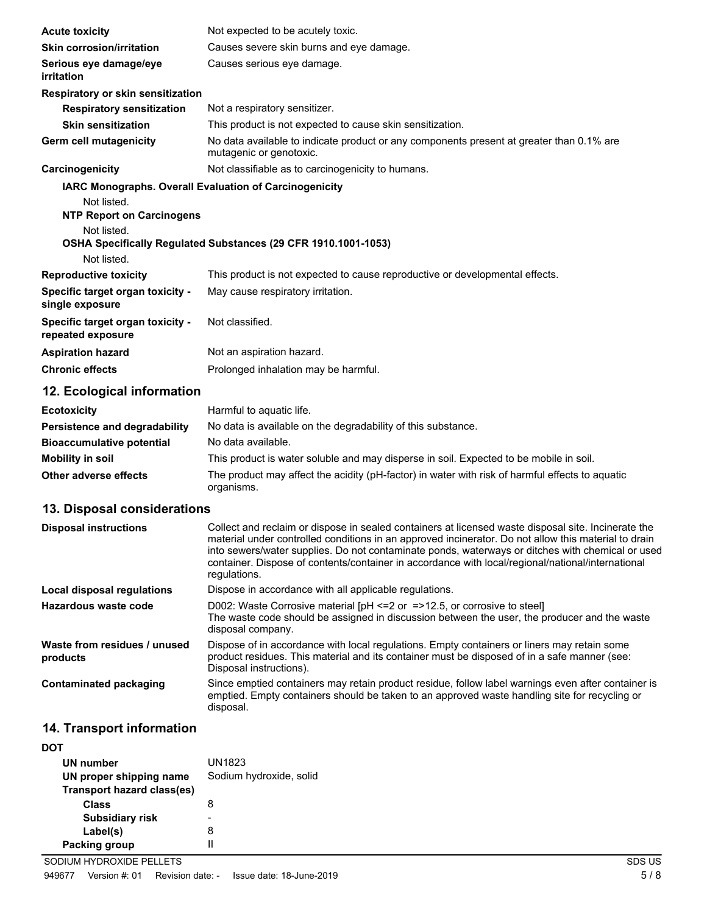| | |
|---|---|
| **Acute toxicity** | Not expected to be acutely toxic. |
| **Skin corrosion/irritation** | Causes severe skin burns and eye damage. |
| **Serious eye damage/eye irritation** | Causes serious eye damage. |
| **Respiratory or skin sensitization** | |
| **Respiratory sensitization** | Not a respiratory sensitizer. |
| **Skin sensitization** | This product is not expected to cause skin sensitization. |
| **Germ cell mutagenicity** | No data available to indicate product or any components present at greater than 0.1% are mutagenic or genotoxic. |
| **Carcinogenicity** | Not classifiable as to carcinogenicity to humans. |

**IARC Monographs. Overall Evaluation of Carcinogenicity**

Not listed.

**NTP Report on Carcinogens**

Not listed.

**OSHA Specifically Regulated Substances (29 CFR 1910.1001-1053)**

Not listed.

| | |
|---|---|
| **Reproductive toxicity** | This product is not expected to cause reproductive or developmental effects. |
| **Specific target organ toxicity - single exposure** | May cause respiratory irritation. |
| **Specific target organ toxicity - repeated exposure** | Not classified. |
| **Aspiration hazard** | Not an aspiration hazard. |
| **Chronic effects** | Prolonged inhalation may be harmful. |

## 12. Ecological information

| | |
|---|---|
| **Ecotoxicity** | Harmful to aquatic life. |
| **Persistence and degradability** | No data is available on the degradability of this substance. |
| **Bioaccumulative potential** | No data available. |
| **Mobility in soil** | This product is water soluble and may disperse in soil. Expected to be mobile in soil. |
| **Other adverse effects** | The product may affect the acidity (pH-factor) in water with risk of harmful effects to aquatic organisms. |

## 13. Disposal considerations

| | |
|---|---|
| **Disposal instructions** | Collect and reclaim or dispose in sealed containers at licensed waste disposal site. Incinerate the material under controlled conditions in an approved incinerator. Do not allow this material to drain into sewers/water supplies. Do not contaminate ponds, waterways or ditches with chemical or used container. Dispose of contents/container in accordance with local/regional/national/international regulations. |
| **Local disposal regulations** | Dispose in accordance with all applicable regulations. |
| **Hazardous waste code** | D002: Waste Corrosive material [pH <=2 or =>12.5, or corrosive to steel] The waste code should be assigned in discussion between the user, the producer and the waste disposal company. |
| **Waste from residues / unused products** | Dispose of in accordance with local regulations. Empty containers or liners may retain some product residues. This material and its container must be disposed of in a safe manner (see: Disposal instructions). |
| **Contaminated packaging** | Since emptied containers may retain product residue, follow label warnings even after container is emptied. Empty containers should be taken to an approved waste handling site for recycling or disposal. |

## 14. Transport information

**DOT**

| | |
|---|---|
| **UN number** | UN1823 |
| **UN proper shipping name** | Sodium hydroxide, solid |
| **Transport hazard class(es)** | |
| **Class** | 8 |
| **Subsidiary risk** | - |
| **Label(s)** | 8 |
| **Packing group** | II |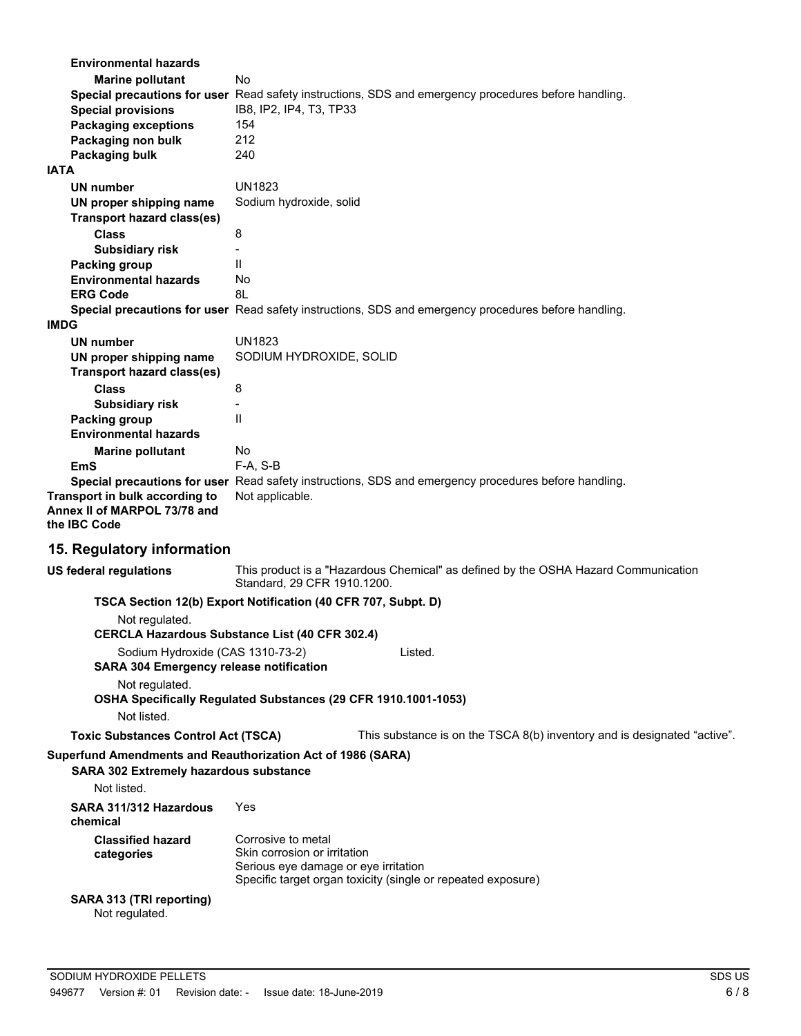**Environmental hazards**

| | |
|---|---|
| **Marine pollutant** | No |
| **Special precautions for user** | Read safety instructions, SDS and emergency procedures before handling. |
| **Special provisions** | IB8, IP2, IP4, T3, TP33 |
| **Packaging exceptions** | 154 |
| **Packaging non bulk** | 212 |
| **Packaging bulk** | 240 |

**IATA**

| | |
|---|---|
| **UN number** | UN1823 |
| **UN proper shipping name** | Sodium hydroxide, solid |
| **Transport hazard class(es)** | |
| **Class** | 8 |
| **Subsidiary risk** | - |
| **Packing group** | II |
| **Environmental hazards** | No |
| **ERG Code** | 8L |
| **Special precautions for user** | Read safety instructions, SDS and emergency procedures before handling. |

**IMDG**

| | |
|---|---|
| **UN number** | UN1823 |
| **UN proper shipping name** | SODIUM HYDROXIDE, SOLID |
| **Transport hazard class(es)** | |
| **Class** | 8 |
| **Subsidiary risk** | - |
| **Packing group** | II |
| **Environmental hazards** | |
| **Marine pollutant** | No |
| **EmS** | F-A, S-B |
| **Special precautions for user** | Read safety instructions, SDS and emergency procedures before handling. |
| **Transport in bulk according to Annex II of MARPOL 73/78 and the IBC Code** | Not applicable. |

## 15. Regulatory information

**US federal regulations** This product is a "Hazardous Chemical" as defined by the OSHA Hazard Communication Standard, 29 CFR 1910.1200.

**TSCA Section 12(b) Export Notification (40 CFR 707, Subpt. D)**

Not regulated.

**CERCLA Hazardous Substance List (40 CFR 302.4)**

Sodium Hydroxide (CAS 1310-73-2) Listed.

**SARA 304 Emergency release notification**

Not regulated.

**OSHA Specifically Regulated Substances (29 CFR 1910.1001-1053)**

Not listed.

**Toxic Substances Control Act (TSCA)** This substance is on the TSCA 8(b) inventory and is designated "active".

**Superfund Amendments and Reauthorization Act of 1986 (SARA)**

**SARA 302 Extremely hazardous substance**

Not listed.

**SARA 311/312 Hazardous chemical** Yes

**Classified hazard categories**

Corrosive to metal
Skin corrosion or irritation
Serious eye damage or eye irritation
Specific target organ toxicity (single or repeated exposure)

**SARA 313 (TRI reporting)**

Not regulated.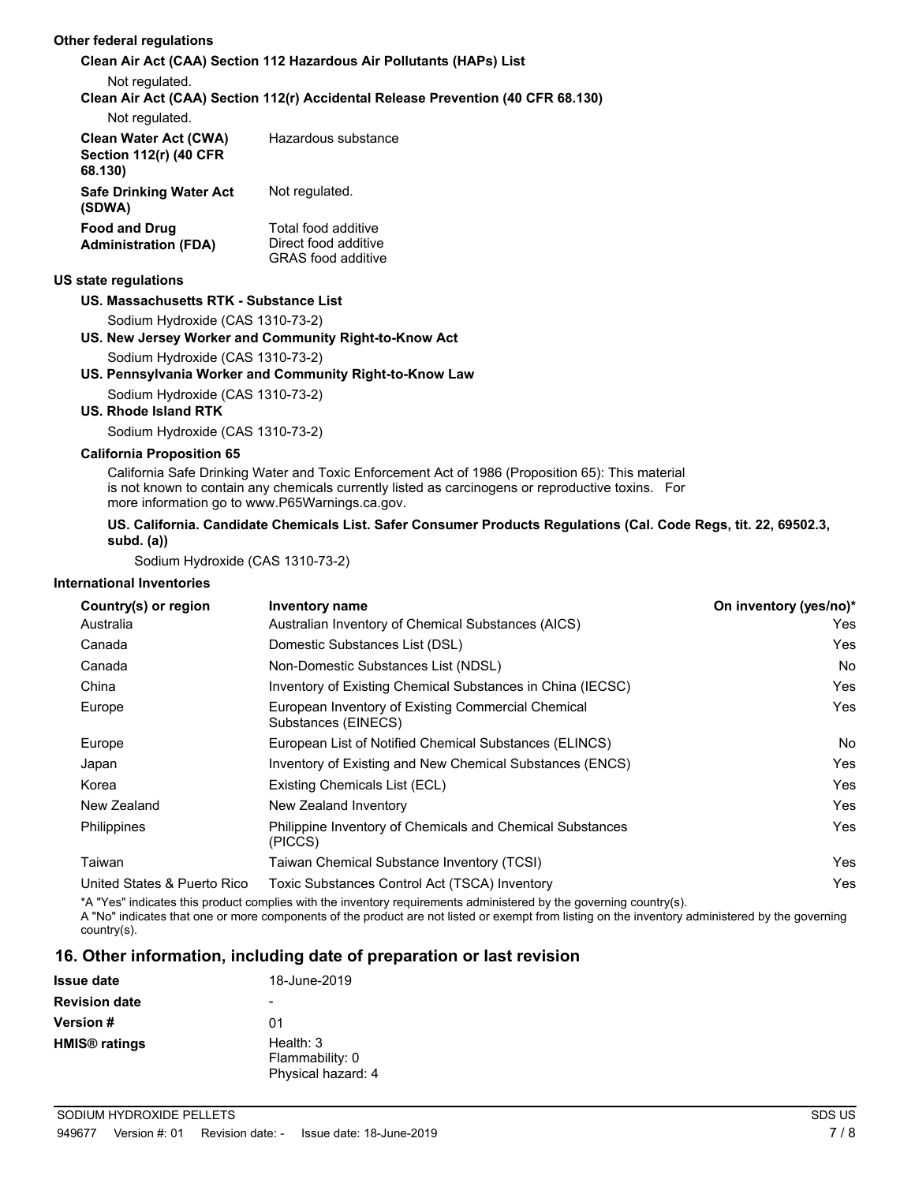**Other federal regulations**

**Clean Air Act (CAA) Section 112 Hazardous Air Pollutants (HAPs) List**

Not regulated.

**Clean Air Act (CAA) Section 112(r) Accidental Release Prevention (40 CFR 68.130)**

Not regulated.

| | |
|---|---|
| **Clean Water Act (CWA) Section 112(r) (40 CFR 68.130)** | Hazardous substance |
| **Safe Drinking Water Act (SDWA)** | Not regulated. |
| **Food and Drug Administration (FDA)** | Total food additive<br>Direct food additive<br>GRAS food additive |

**US state regulations**

**US. Massachusetts RTK - Substance List**

Sodium Hydroxide (CAS 1310-73-2)

**US. New Jersey Worker and Community Right-to-Know Act**

Sodium Hydroxide (CAS 1310-73-2)

**US. Pennsylvania Worker and Community Right-to-Know Law**

Sodium Hydroxide (CAS 1310-73-2)

**US. Rhode Island RTK**

Sodium Hydroxide (CAS 1310-73-2)

**California Proposition 65**

California Safe Drinking Water and Toxic Enforcement Act of 1986 (Proposition 65): This material is not known to contain any chemicals currently listed as carcinogens or reproductive toxins. For more information go to www.P65Warnings.ca.gov.

**US. California. Candidate Chemicals List. Safer Consumer Products Regulations (Cal. Code Regs, tit. 22, 69502.3, subd. (a))**

Sodium Hydroxide (CAS 1310-73-2)

**International Inventories**

| Country(s) or region | Inventory name | On inventory (yes/no)* |
|---|---|---|
| Australia | Australian Inventory of Chemical Substances (AICS) | Yes |
| Canada | Domestic Substances List (DSL) | Yes |
| Canada | Non-Domestic Substances List (NDSL) | No |
| China | Inventory of Existing Chemical Substances in China (IECSC) | Yes |
| Europe | European Inventory of Existing Commercial Chemical Substances (EINECS) | Yes |
| Europe | European List of Notified Chemical Substances (ELINCS) | No |
| Japan | Inventory of Existing and New Chemical Substances (ENCS) | Yes |
| Korea | Existing Chemicals List (ECL) | Yes |
| New Zealand | New Zealand Inventory | Yes |
| Philippines | Philippine Inventory of Chemicals and Chemical Substances (PICCS) | Yes |
| Taiwan | Taiwan Chemical Substance Inventory (TCSI) | Yes |
| United States & Puerto Rico | Toxic Substances Control Act (TSCA) Inventory | Yes |

*A "Yes" indicates this product complies with the inventory requirements administered by the governing country(s).
A "No" indicates that one or more components of the product are not listed or exempt from listing on the inventory administered by the governing country(s).

## 16. Other information, including date of preparation or last revision

| | |
|---|---|
| **Issue date** | 18-June-2019 |
| **Revision date** | - |
| **Version #** | 01 |
| **HMIS® ratings** | Health: 3<br>Flammability: 0<br>Physical hazard: 4 |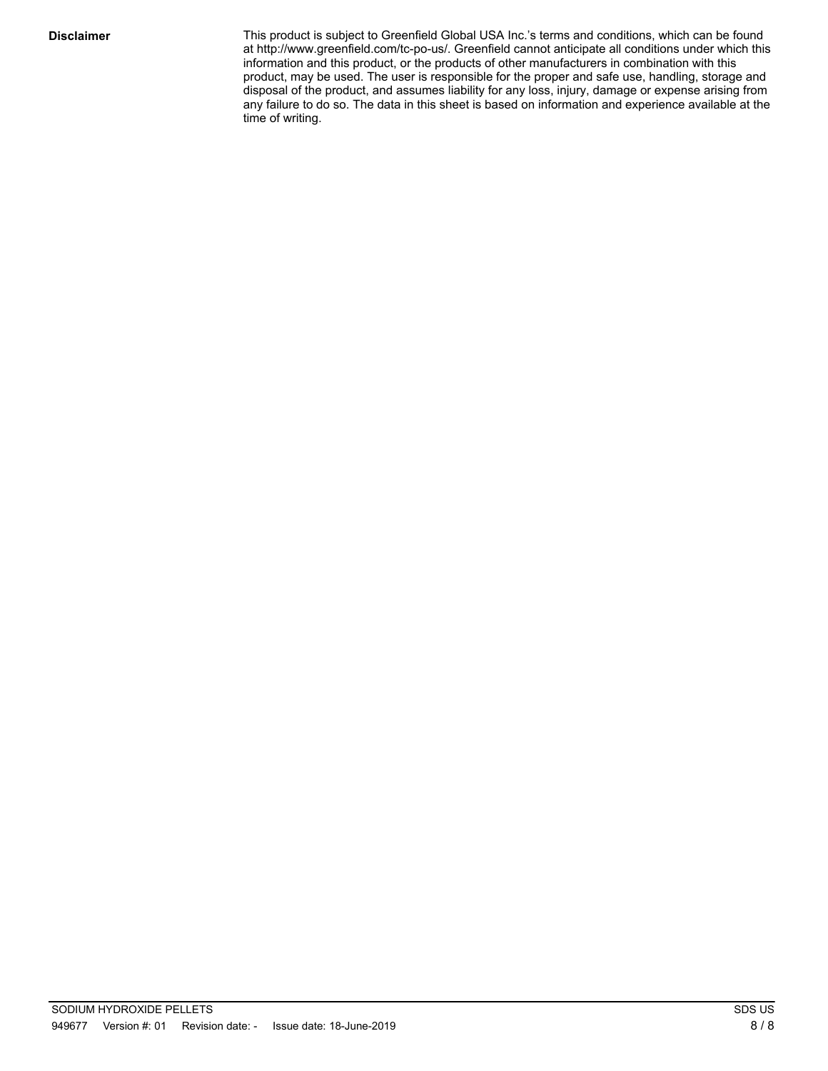**Disclaimer**

This product is subject to Greenfield Global USA Inc.'s terms and conditions, which can be found at http://www.greenfield.com/tc-po-us/. Greenfield cannot anticipate all conditions under which this information and this product, or the products of other manufacturers in combination with this product, may be used. The user is responsible for the proper and safe use, handling, storage and disposal of the product, and assumes liability for any loss, injury, damage or expense arising from any failure to do so. The data in this sheet is based on information and experience available at the time of writing.